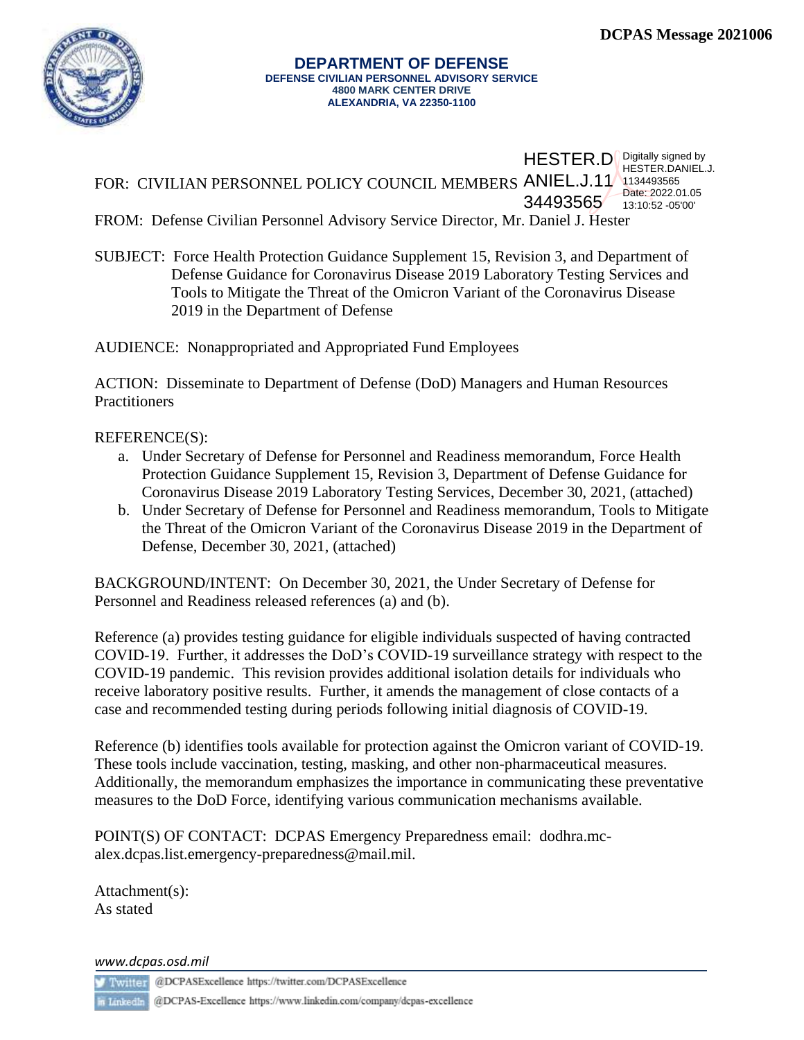**DCPAS Message 2021006**

# DEPARTMENT OF DEFENSE
**DEFENSE CIVILIAN PERSONNEL ADVISORY SERVICE**
**4800 MARK CENTER DRIVE**
**ALEXANDRIA, VA 22350-1100**

FOR: CIVILIAN PERSONNEL POLICY COUNCIL MEMBERS

HESTER.DANIEL.J.1134493565 Digitally signed by HESTER.DANIEL.J.1134493565 Date: 2022.01.05 13:10:52 -05'00'

FROM: Defense Civilian Personnel Advisory Service Director, Mr. Daniel J. Hester

SUBJECT: Force Health Protection Guidance Supplement 15, Revision 3, and Department of Defense Guidance for Coronavirus Disease 2019 Laboratory Testing Services and Tools to Mitigate the Threat of the Omicron Variant of the Coronavirus Disease 2019 in the Department of Defense

AUDIENCE: Nonappropriated and Appropriated Fund Employees

ACTION: Disseminate to Department of Defense (DoD) Managers and Human Resources Practitioners

REFERENCE(S):

a. Under Secretary of Defense for Personnel and Readiness memorandum, Force Health Protection Guidance Supplement 15, Revision 3, Department of Defense Guidance for Coronavirus Disease 2019 Laboratory Testing Services, December 30, 2021, (attached)
b. Under Secretary of Defense for Personnel and Readiness memorandum, Tools to Mitigate the Threat of the Omicron Variant of the Coronavirus Disease 2019 in the Department of Defense, December 30, 2021, (attached)

BACKGROUND/INTENT: On December 30, 2021, the Under Secretary of Defense for Personnel and Readiness released references (a) and (b).

Reference (a) provides testing guidance for eligible individuals suspected of having contracted COVID-19. Further, it addresses the DoD's COVID-19 surveillance strategy with respect to the COVID-19 pandemic. This revision provides additional isolation details for individuals who receive laboratory positive results. Further, it amends the management of close contacts of a case and recommended testing during periods following initial diagnosis of COVID-19.

Reference (b) identifies tools available for protection against the Omicron variant of COVID-19. These tools include vaccination, testing, masking, and other non-pharmaceutical measures. Additionally, the memorandum emphasizes the importance in communicating these preventative measures to the DoD Force, identifying various communication mechanisms available.

POINT(S) OF CONTACT: DCPAS Emergency Preparedness email: dodhra.mc-alex.dcpas.list.emergency-preparedness@mail.mil.

Attachment(s):
As stated

*www.dcpas.osd.mil*

Twitter @DCPASExcellence https://twitter.com/DCPASExcellence

LinkedIn @DCPAS-Excellence https://www.linkedin.com/company/dcpas-excellence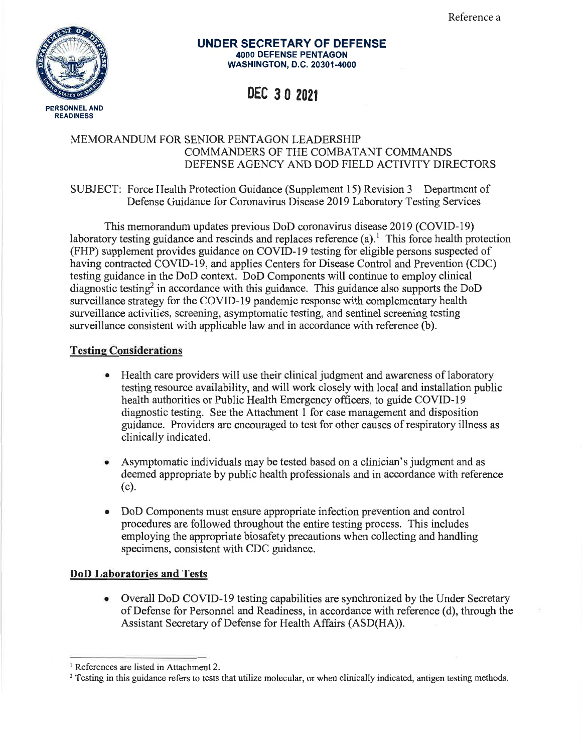Reference a

PERSONNEL AND READINESS

**UNDER SECRETARY OF DEFENSE**
**4000 DEFENSE PENTAGON**
**WASHINGTON, D.C. 20301-4000**

**DEC 30 2021**

MEMORANDUM FOR SENIOR PENTAGON LEADERSHIP
COMMANDERS OF THE COMBATANT COMMANDS
DEFENSE AGENCY AND DOD FIELD ACTIVITY DIRECTORS

SUBJECT: Force Health Protection Guidance (Supplement 15) Revision 3 – Department of Defense Guidance for Coronavirus Disease 2019 Laboratory Testing Services

This memorandum updates previous DoD coronavirus disease 2019 (COVID-19) laboratory testing guidance and rescinds and replaces reference (a).[1] This force health protection (FHP) supplement provides guidance on COVID-19 testing for eligible persons suspected of having contracted COVID-19, and applies Centers for Disease Control and Prevention (CDC) testing guidance in the DoD context. DoD Components will continue to employ clinical diagnostic testing[2] in accordance with this guidance. This guidance also supports the DoD surveillance strategy for the COVID-19 pandemic response with complementary health surveillance activities, screening, asymptomatic testing, and sentinel screening testing surveillance consistent with applicable law and in accordance with reference (b).

## Testing Considerations

- Health care providers will use their clinical judgment and awareness of laboratory testing resource availability, and will work closely with local and installation public health authorities or Public Health Emergency officers, to guide COVID-19 diagnostic testing. See the Attachment 1 for case management and disposition guidance. Providers are encouraged to test for other causes of respiratory illness as clinically indicated.

- Asymptomatic individuals may be tested based on a clinician's judgment and as deemed appropriate by public health professionals and in accordance with reference (c).

- DoD Components must ensure appropriate infection prevention and control procedures are followed throughout the entire testing process. This includes employing the appropriate biosafety precautions when collecting and handling specimens, consistent with CDC guidance.

## DoD Laboratories and Tests

- Overall DoD COVID-19 testing capabilities are synchronized by the Under Secretary of Defense for Personnel and Readiness, in accordance with reference (d), through the Assistant Secretary of Defense for Health Affairs (ASD(HA)).

---

[1] References are listed in Attachment 2.

[2] Testing in this guidance refers to tests that utilize molecular, or when clinically indicated, antigen testing methods.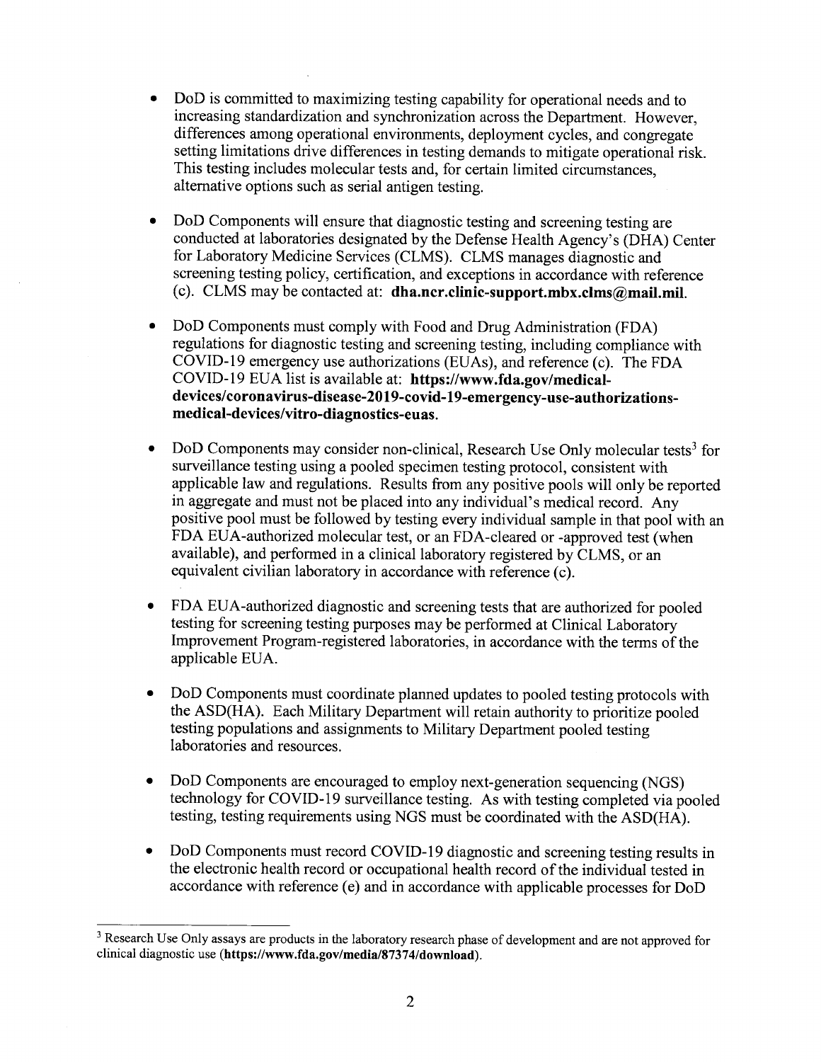- DoD is committed to maximizing testing capability for operational needs and to increasing standardization and synchronization across the Department. However, differences among operational environments, deployment cycles, and congregate setting limitations drive differences in testing demands to mitigate operational risk. This testing includes molecular tests and, for certain limited circumstances, alternative options such as serial antigen testing.

- DoD Components will ensure that diagnostic testing and screening testing are conducted at laboratories designated by the Defense Health Agency's (DHA) Center for Laboratory Medicine Services (CLMS). CLMS manages diagnostic and screening testing policy, certification, and exceptions in accordance with reference (c). CLMS may be contacted at: **dha.ncr.clinic-support.mbx.clms@mail.mil**.

- DoD Components must comply with Food and Drug Administration (FDA) regulations for diagnostic testing and screening testing, including compliance with COVID-19 emergency use authorizations (EUAs), and reference (c). The FDA COVID-19 EUA list is available at: **https://www.fda.gov/medical-devices/coronavirus-disease-2019-covid-19-emergency-use-authorizations-medical-devices/vitro-diagnostics-euas**.

- DoD Components may consider non-clinical, Research Use Only molecular tests[3] for surveillance testing using a pooled specimen testing protocol, consistent with applicable law and regulations. Results from any positive pools will only be reported in aggregate and must not be placed into any individual's medical record. Any positive pool must be followed by testing every individual sample in that pool with an FDA EUA-authorized molecular test, or an FDA-cleared or -approved test (when available), and performed in a clinical laboratory registered by CLMS, or an equivalent civilian laboratory in accordance with reference (c).

- FDA EUA-authorized diagnostic and screening tests that are authorized for pooled testing for screening testing purposes may be performed at Clinical Laboratory Improvement Program-registered laboratories, in accordance with the terms of the applicable EUA.

- DoD Components must coordinate planned updates to pooled testing protocols with the ASD(HA). Each Military Department will retain authority to prioritize pooled testing populations and assignments to Military Department pooled testing laboratories and resources.

- DoD Components are encouraged to employ next-generation sequencing (NGS) technology for COVID-19 surveillance testing. As with testing completed via pooled testing, testing requirements using NGS must be coordinated with the ASD(HA).

- DoD Components must record COVID-19 diagnostic and screening testing results in the electronic health record or occupational health record of the individual tested in accordance with reference (e) and in accordance with applicable processes for DoD

---

[3] Research Use Only assays are products in the laboratory research phase of development and are not approved for clinical diagnostic use (**https://www.fda.gov/media/87374/download**).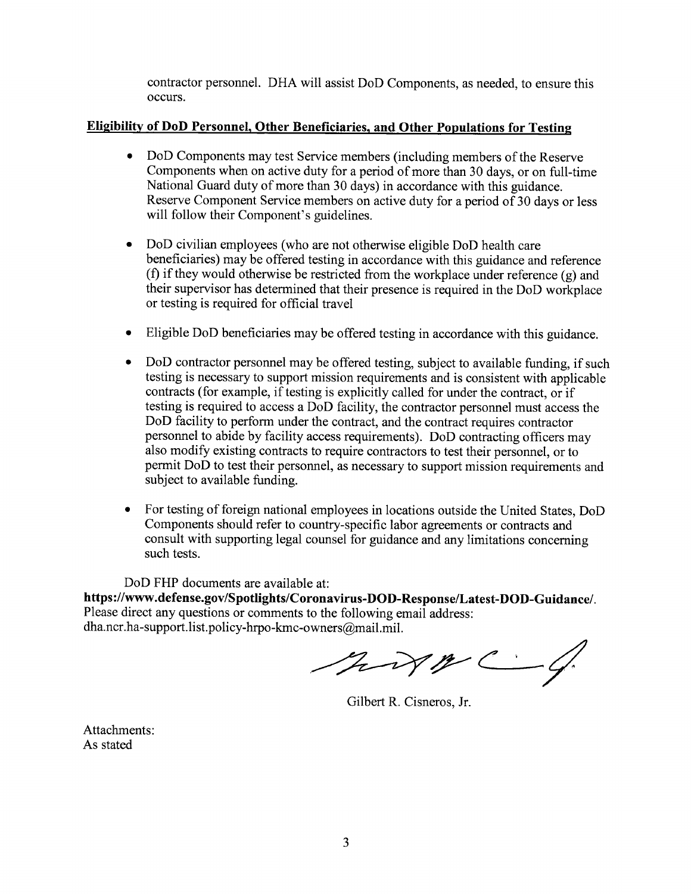contractor personnel. DHA will assist DoD Components, as needed, to ensure this occurs.

**Eligibility of DoD Personnel, Other Beneficiaries, and Other Populations for Testing**

- DoD Components may test Service members (including members of the Reserve Components when on active duty for a period of more than 30 days, or on full-time National Guard duty of more than 30 days) in accordance with this guidance. Reserve Component Service members on active duty for a period of 30 days or less will follow their Component's guidelines.

- DoD civilian employees (who are not otherwise eligible DoD health care beneficiaries) may be offered testing in accordance with this guidance and reference (f) if they would otherwise be restricted from the workplace under reference (g) and their supervisor has determined that their presence is required in the DoD workplace or testing is required for official travel

- Eligible DoD beneficiaries may be offered testing in accordance with this guidance.

- DoD contractor personnel may be offered testing, subject to available funding, if such testing is necessary to support mission requirements and is consistent with applicable contracts (for example, if testing is explicitly called for under the contract, or if testing is required to access a DoD facility, the contractor personnel must access the DoD facility to perform under the contract, and the contract requires contractor personnel to abide by facility access requirements). DoD contracting officers may also modify existing contracts to require contractors to test their personnel, or to permit DoD to test their personnel, as necessary to support mission requirements and subject to available funding.

- For testing of foreign national employees in locations outside the United States, DoD Components should refer to country-specific labor agreements or contracts and consult with supporting legal counsel for guidance and any limitations concerning such tests.

DoD FHP documents are available at:
**https://www.defense.gov/Spotlights/Coronavirus-DOD-Response/Latest-DOD-Guidance/**. Please direct any questions or comments to the following email address: dha.ncr.ha-support.list.policy-hrpo-kmc-owners@mail.mil.

Gilbert R. Cisneros, Jr.

Attachments:
As stated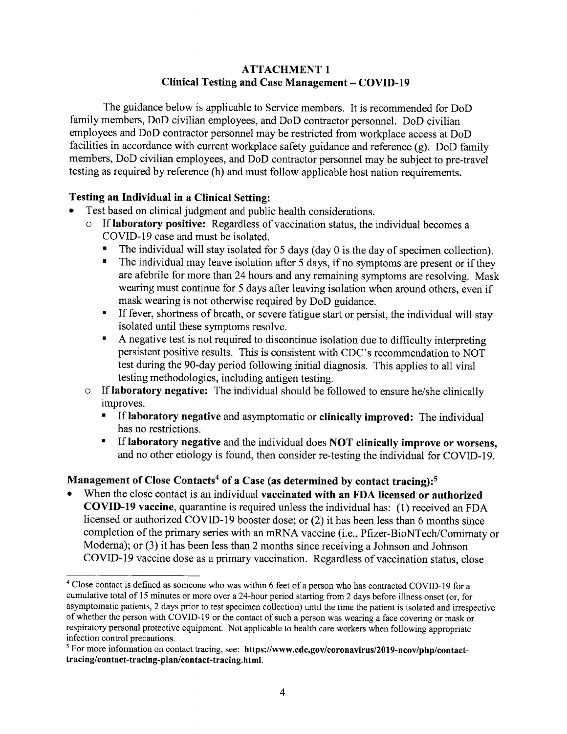## ATTACHMENT 1
## Clinical Testing and Case Management – COVID-19

The guidance below is applicable to Service members. It is recommended for DoD family members, DoD civilian employees, and DoD contractor personnel. DoD civilian employees and DoD contractor personnel may be restricted from workplace access at DoD facilities in accordance with current workplace safety guidance and reference (g). DoD family members, DoD civilian employees, and DoD contractor personnel may be subject to pre-travel testing as required by reference (h) and must follow applicable host nation requirements.

### Testing an Individual in a Clinical Setting:

- Test based on clinical judgment and public health considerations.
  - If **laboratory positive:** Regardless of vaccination status, the individual becomes a COVID-19 case and must be isolated.
    - The individual will stay isolated for 5 days (day 0 is the day of specimen collection).
    - The individual may leave isolation after 5 days, if no symptoms are present or if they are afebrile for more than 24 hours and any remaining symptoms are resolving. Mask wearing must continue for 5 days after leaving isolation when around others, even if mask wearing is not otherwise required by DoD guidance.
    - If fever, shortness of breath, or severe fatigue start or persist, the individual will stay isolated until these symptoms resolve.
    - A negative test is not required to discontinue isolation due to difficulty interpreting persistent positive results. This is consistent with CDC's recommendation to NOT test during the 90-day period following initial diagnosis. This applies to all viral testing methodologies, including antigen testing.
  - If **laboratory negative:** The individual should be followed to ensure he/she clinically improves.
    - If **laboratory negative** and asymptomatic or **clinically improved:** The individual has no restrictions.
    - If **laboratory negative** and the individual does **NOT clinically improve or worsens,** and no other etiology is found, then consider re-testing the individual for COVID-19.

### Management of Close Contacts[4] of a Case (as determined by contact tracing):[5]

- When the close contact is an individual **vaccinated with an FDA licensed or authorized COVID-19 vaccine**, quarantine is required unless the individual has: (1) received an FDA licensed or authorized COVID-19 booster dose; or (2) it has been less than 6 months since completion of the primary series with an mRNA vaccine (i.e., Pfizer-BioNTech/Comirnaty or Moderna); or (3) it has been less than 2 months since receiving a Johnson and Johnson COVID-19 vaccine dose as a primary vaccination. Regardless of vaccination status, close

---

[4] Close contact is defined as someone who was within 6 feet of a person who has contracted COVID-19 for a cumulative total of 15 minutes or more over a 24-hour period starting from 2 days before illness onset (or, for asymptomatic patients, 2 days prior to test specimen collection) until the time the patient is isolated and irrespective of whether the person with COVID-19 or the contact of such a person was wearing a face covering or mask or respiratory personal protective equipment. Not applicable to health care workers when following appropriate infection control precautions.

[5] For more information on contact tracing, see: **https://www.cdc.gov/coronavirus/2019-ncov/php/contact-tracing/contact-tracing-plan/contact-tracing.html.**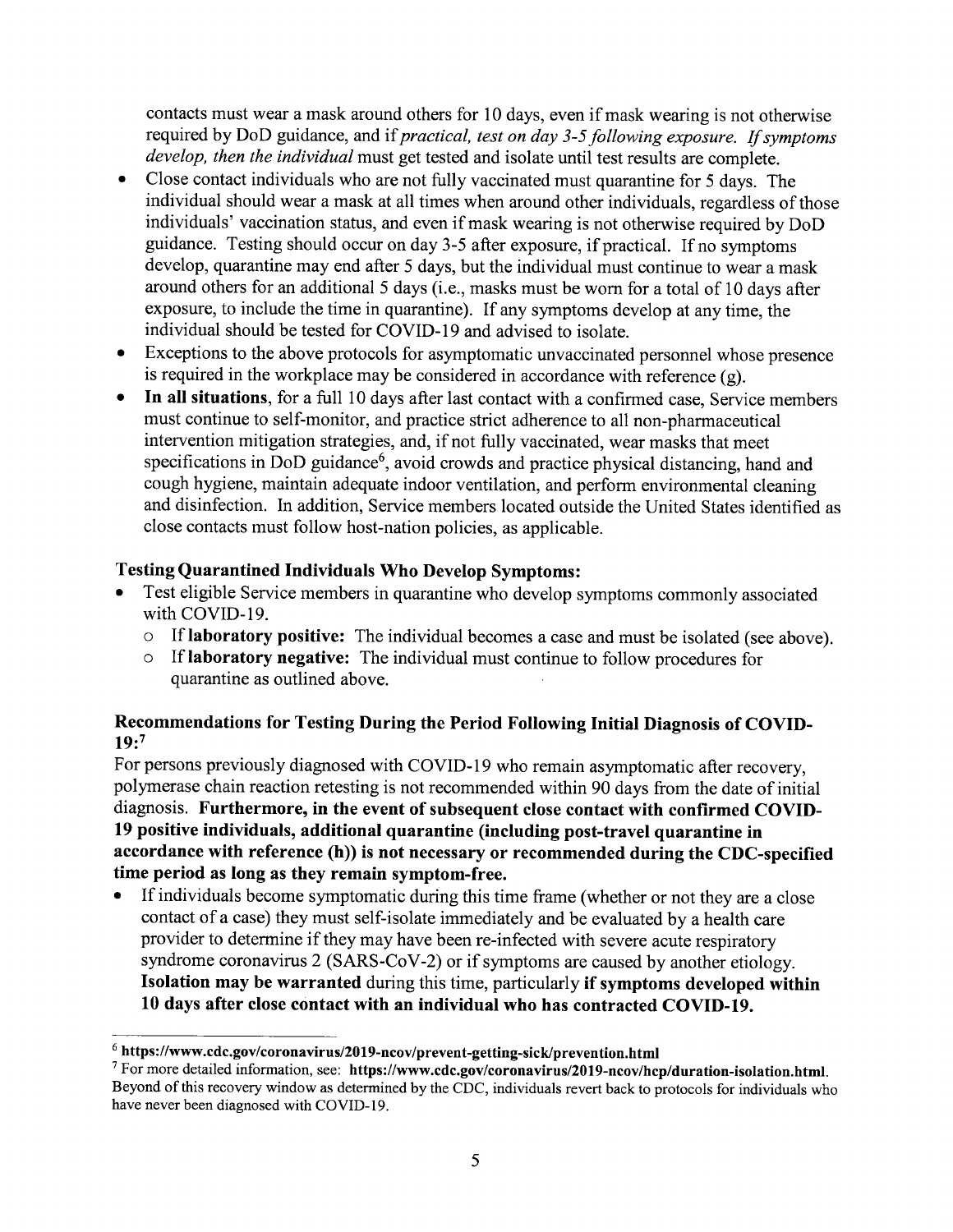contacts must wear a mask around others for 10 days, even if mask wearing is not otherwise required by DoD guidance, and if *practical, test on day 3-5 following exposure. If symptoms develop, then the individual* must get tested and isolate until test results are complete.

- Close contact individuals who are not fully vaccinated must quarantine for 5 days. The individual should wear a mask at all times when around other individuals, regardless of those individuals' vaccination status, and even if mask wearing is not otherwise required by DoD guidance. Testing should occur on day 3-5 after exposure, if practical. If no symptoms develop, quarantine may end after 5 days, but the individual must continue to wear a mask around others for an additional 5 days (i.e., masks must be worn for a total of 10 days after exposure, to include the time in quarantine). If any symptoms develop at any time, the individual should be tested for COVID-19 and advised to isolate.
- Exceptions to the above protocols for asymptomatic unvaccinated personnel whose presence is required in the workplace may be considered in accordance with reference (g).
- **In all situations**, for a full 10 days after last contact with a confirmed case, Service members must continue to self-monitor, and practice strict adherence to all non-pharmaceutical intervention mitigation strategies, and, if not fully vaccinated, wear masks that meet specifications in DoD guidance[6], avoid crowds and practice physical distancing, hand and cough hygiene, maintain adequate indoor ventilation, and perform environmental cleaning and disinfection. In addition, Service members located outside the United States identified as close contacts must follow host-nation policies, as applicable.

**Testing Quarantined Individuals Who Develop Symptoms:**

- Test eligible Service members in quarantine who develop symptoms commonly associated with COVID-19.
  - If **laboratory positive:** The individual becomes a case and must be isolated (see above).
  - If **laboratory negative:** The individual must continue to follow procedures for quarantine as outlined above.

**Recommendations for Testing During the Period Following Initial Diagnosis of COVID-19:**[7]

For persons previously diagnosed with COVID-19 who remain asymptomatic after recovery, polymerase chain reaction retesting is not recommended within 90 days from the date of initial diagnosis. **Furthermore, in the event of subsequent close contact with confirmed COVID-19 positive individuals, additional quarantine (including post-travel quarantine in accordance with reference (h)) is not necessary or recommended during the CDC-specified time period as long as they remain symptom-free.**

- If individuals become symptomatic during this time frame (whether or not they are a close contact of a case) they must self-isolate immediately and be evaluated by a health care provider to determine if they may have been re-infected with severe acute respiratory syndrome coronavirus 2 (SARS-CoV-2) or if symptoms are caused by another etiology. **Isolation may be warranted** during this time, particularly **if symptoms developed within 10 days after close contact with an individual who has contracted COVID-19.**

---

[6] **https://www.cdc.gov/coronavirus/2019-ncov/prevent-getting-sick/prevention.html**

[7] For more detailed information, see: **https://www.cdc.gov/coronavirus/2019-ncov/hcp/duration-isolation.html**. Beyond of this recovery window as determined by the CDC, individuals revert back to protocols for individuals who have never been diagnosed with COVID-19.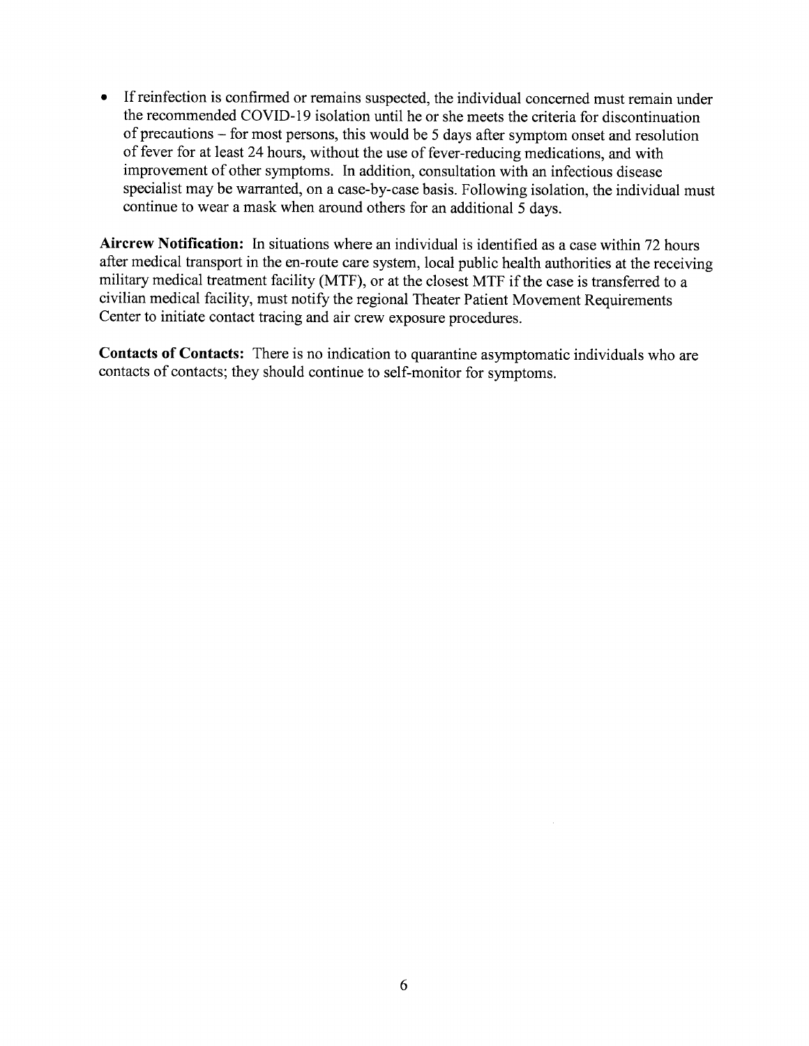- If reinfection is confirmed or remains suspected, the individual concerned must remain under the recommended COVID-19 isolation until he or she meets the criteria for discontinuation of precautions – for most persons, this would be 5 days after symptom onset and resolution of fever for at least 24 hours, without the use of fever-reducing medications, and with improvement of other symptoms. In addition, consultation with an infectious disease specialist may be warranted, on a case-by-case basis. Following isolation, the individual must continue to wear a mask when around others for an additional 5 days.

**Aircrew Notification:** In situations where an individual is identified as a case within 72 hours after medical transport in the en-route care system, local public health authorities at the receiving military medical treatment facility (MTF), or at the closest MTF if the case is transferred to a civilian medical facility, must notify the regional Theater Patient Movement Requirements Center to initiate contact tracing and air crew exposure procedures.

**Contacts of Contacts:** There is no indication to quarantine asymptomatic individuals who are contacts of contacts; they should continue to self-monitor for symptoms.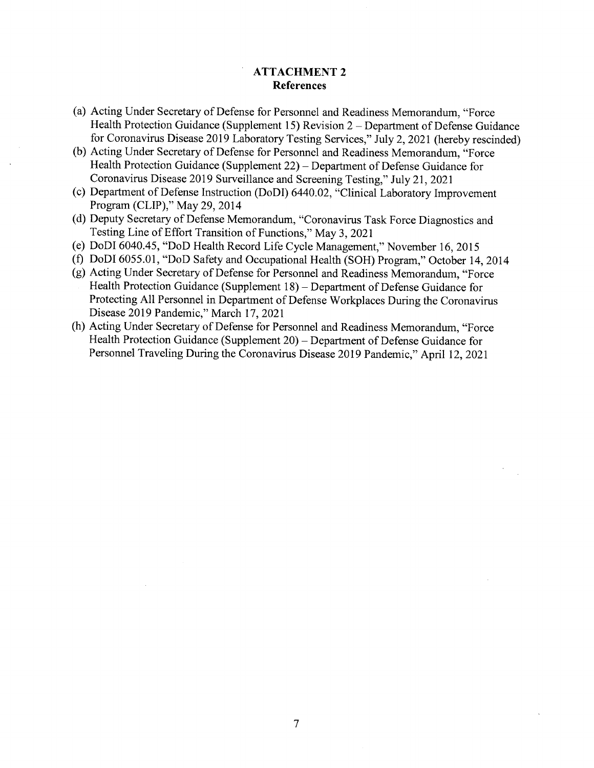## ATTACHMENT 2
### References

(a) Acting Under Secretary of Defense for Personnel and Readiness Memorandum, "Force Health Protection Guidance (Supplement 15) Revision 2 – Department of Defense Guidance for Coronavirus Disease 2019 Laboratory Testing Services," July 2, 2021 (hereby rescinded)

(b) Acting Under Secretary of Defense for Personnel and Readiness Memorandum, "Force Health Protection Guidance (Supplement 22) – Department of Defense Guidance for Coronavirus Disease 2019 Surveillance and Screening Testing," July 21, 2021

(c) Department of Defense Instruction (DoDI) 6440.02, "Clinical Laboratory Improvement Program (CLIP)," May 29, 2014

(d) Deputy Secretary of Defense Memorandum, "Coronavirus Task Force Diagnostics and Testing Line of Effort Transition of Functions," May 3, 2021

(e) DoDI 6040.45, "DoD Health Record Life Cycle Management," November 16, 2015

(f) DoDI 6055.01, "DoD Safety and Occupational Health (SOH) Program," October 14, 2014

(g) Acting Under Secretary of Defense for Personnel and Readiness Memorandum, "Force Health Protection Guidance (Supplement 18) – Department of Defense Guidance for Protecting All Personnel in Department of Defense Workplaces During the Coronavirus Disease 2019 Pandemic," March 17, 2021

(h) Acting Under Secretary of Defense for Personnel and Readiness Memorandum, "Force Health Protection Guidance (Supplement 20) – Department of Defense Guidance for Personnel Traveling During the Coronavirus Disease 2019 Pandemic," April 12, 2021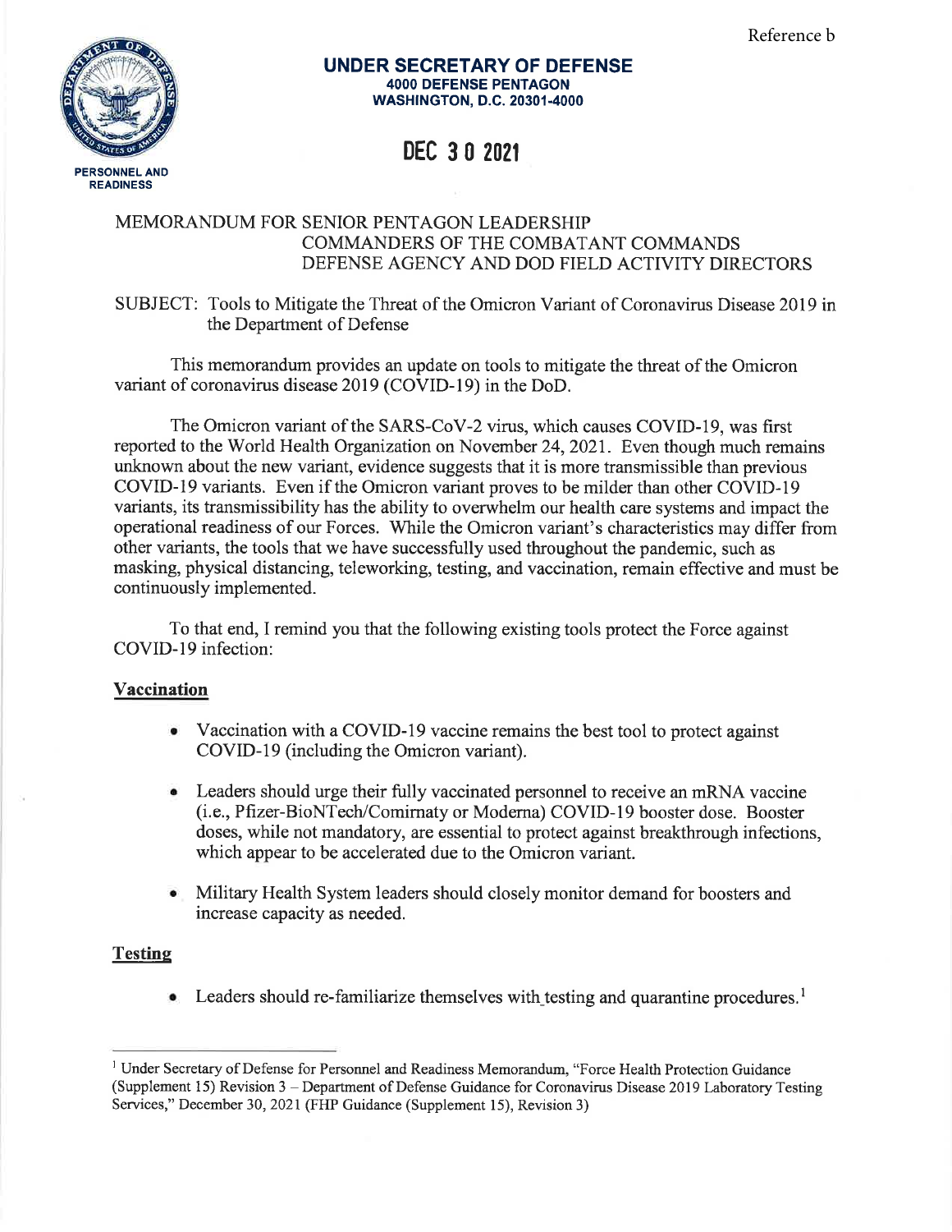Reference b

**UNDER SECRETARY OF DEFENSE**
**4000 DEFENSE PENTAGON**
**WASHINGTON, D.C. 20301-4000**

**PERSONNEL AND READINESS**

**DEC 30 2021**

MEMORANDUM FOR SENIOR PENTAGON LEADERSHIP
COMMANDERS OF THE COMBATANT COMMANDS
DEFENSE AGENCY AND DOD FIELD ACTIVITY DIRECTORS

SUBJECT: Tools to Mitigate the Threat of the Omicron Variant of Coronavirus Disease 2019 in the Department of Defense

This memorandum provides an update on tools to mitigate the threat of the Omicron variant of coronavirus disease 2019 (COVID-19) in the DoD.

The Omicron variant of the SARS-CoV-2 virus, which causes COVID-19, was first reported to the World Health Organization on November 24, 2021. Even though much remains unknown about the new variant, evidence suggests that it is more transmissible than previous COVID-19 variants. Even if the Omicron variant proves to be milder than other COVID-19 variants, its transmissibility has the ability to overwhelm our health care systems and impact the operational readiness of our Forces. While the Omicron variant's characteristics may differ from other variants, the tools that we have successfully used throughout the pandemic, such as masking, physical distancing, teleworking, testing, and vaccination, remain effective and must be continuously implemented.

To that end, I remind you that the following existing tools protect the Force against COVID-19 infection:

**Vaccination**

- Vaccination with a COVID-19 vaccine remains the best tool to protect against COVID-19 (including the Omicron variant).
- Leaders should urge their fully vaccinated personnel to receive an mRNA vaccine (i.e., Pfizer-BioNTech/Comirnaty or Moderna) COVID-19 booster dose. Booster doses, while not mandatory, are essential to protect against breakthrough infections, which appear to be accelerated due to the Omicron variant.
- Military Health System leaders should closely monitor demand for boosters and increase capacity as needed.

**Testing**

- Leaders should re-familiarize themselves with testing and quarantine procedures.[1]

---

[1] Under Secretary of Defense for Personnel and Readiness Memorandum, "Force Health Protection Guidance (Supplement 15) Revision 3 – Department of Defense Guidance for Coronavirus Disease 2019 Laboratory Testing Services," December 30, 2021 (FHP Guidance (Supplement 15), Revision 3)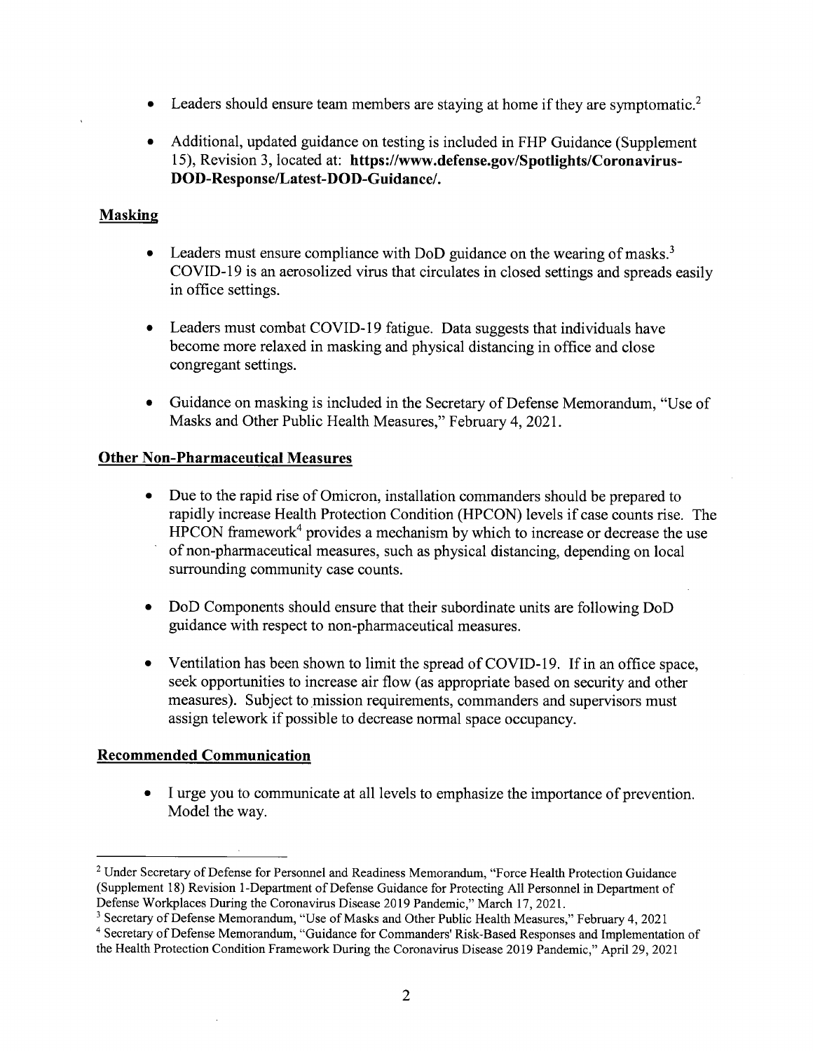- Leaders should ensure team members are staying at home if they are symptomatic.[2]

- Additional, updated guidance on testing is included in FHP Guidance (Supplement 15), Revision 3, located at: **https://www.defense.gov/Spotlights/Coronavirus-DOD-Response/Latest-DOD-Guidance/.**

## Masking

- Leaders must ensure compliance with DoD guidance on the wearing of masks.[3] COVID-19 is an aerosolized virus that circulates in closed settings and spreads easily in office settings.

- Leaders must combat COVID-19 fatigue. Data suggests that individuals have become more relaxed in masking and physical distancing in office and close congregant settings.

- Guidance on masking is included in the Secretary of Defense Memorandum, "Use of Masks and Other Public Health Measures," February 4, 2021.

## Other Non-Pharmaceutical Measures

- Due to the rapid rise of Omicron, installation commanders should be prepared to rapidly increase Health Protection Condition (HPCON) levels if case counts rise. The HPCON framework[4] provides a mechanism by which to increase or decrease the use of non-pharmaceutical measures, such as physical distancing, depending on local surrounding community case counts.

- DoD Components should ensure that their subordinate units are following DoD guidance with respect to non-pharmaceutical measures.

- Ventilation has been shown to limit the spread of COVID-19. If in an office space, seek opportunities to increase air flow (as appropriate based on security and other measures). Subject to mission requirements, commanders and supervisors must assign telework if possible to decrease normal space occupancy.

## Recommended Communication

- I urge you to communicate at all levels to emphasize the importance of prevention. Model the way.

---

[2] Under Secretary of Defense for Personnel and Readiness Memorandum, "Force Health Protection Guidance (Supplement 18) Revision 1-Department of Defense Guidance for Protecting All Personnel in Department of Defense Workplaces During the Coronavirus Disease 2019 Pandemic," March 17, 2021.

[3] Secretary of Defense Memorandum, "Use of Masks and Other Public Health Measures," February 4, 2021

[4] Secretary of Defense Memorandum, "Guidance for Commanders' Risk-Based Responses and Implementation of the Health Protection Condition Framework During the Coronavirus Disease 2019 Pandemic," April 29, 2021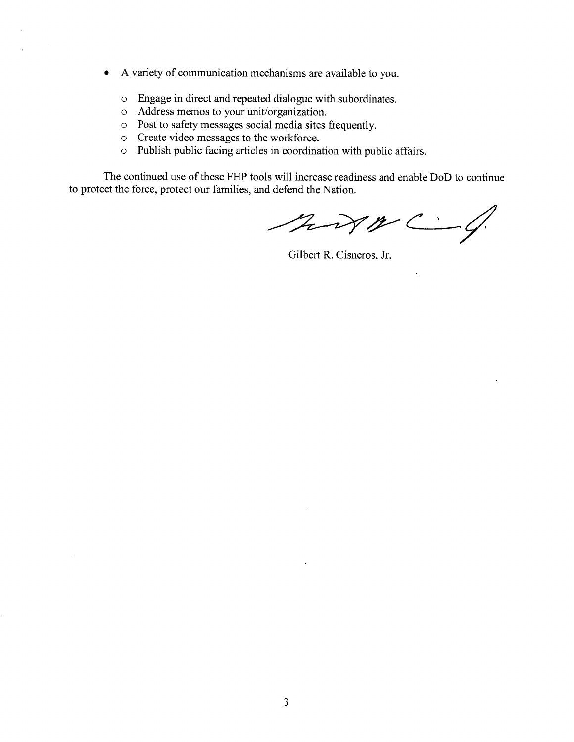- A variety of communication mechanisms are available to you.
  - Engage in direct and repeated dialogue with subordinates.
  - Address memos to your unit/organization.
  - Post to safety messages social media sites frequently.
  - Create video messages to the workforce.
  - Publish public facing articles in coordination with public affairs.

The continued use of these FHP tools will increase readiness and enable DoD to continue to protect the force, protect our families, and defend the Nation.

Gilbert R. Cisneros, Jr.